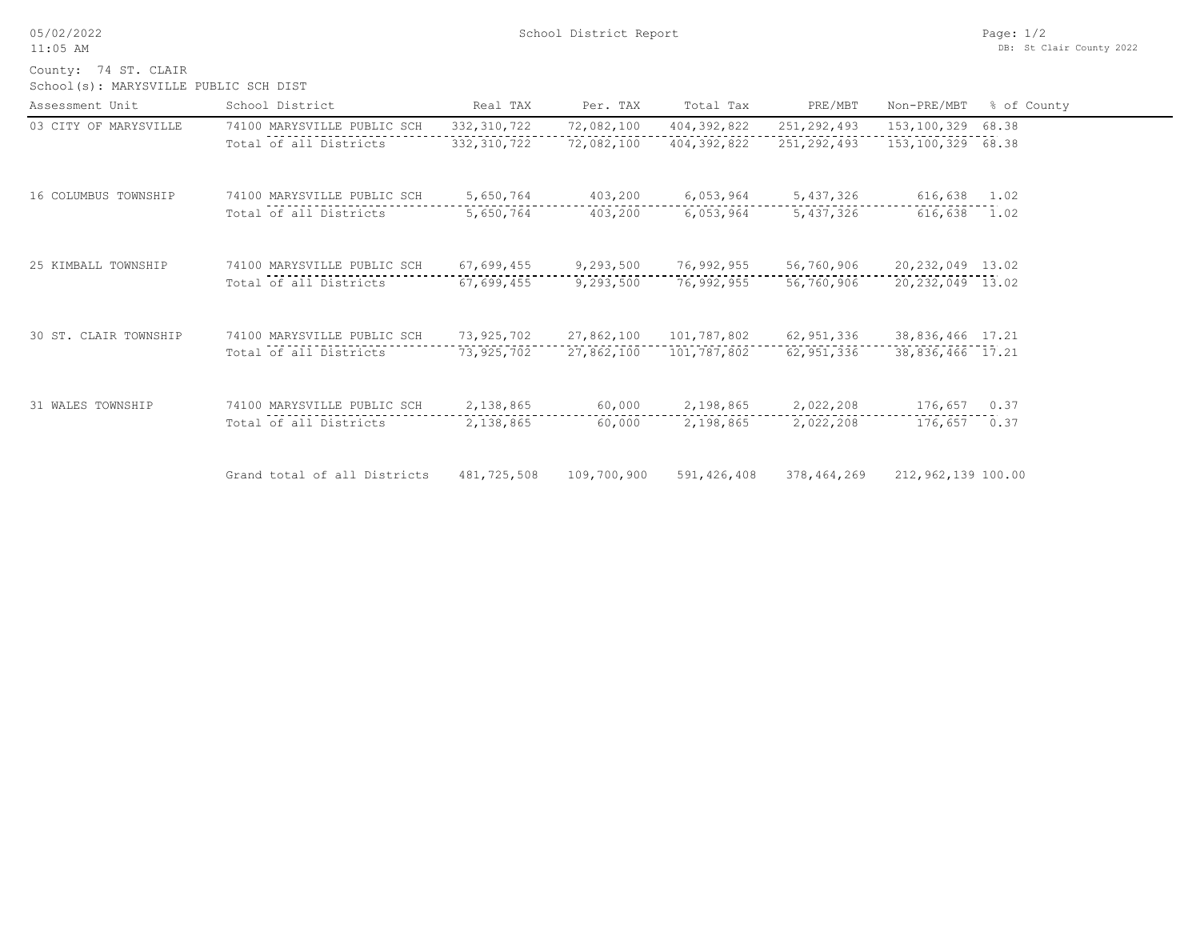# School District Report

05/02/2022
11:05 AM

DB: St Clair County 2022

County: 74 ST. CLAIR
School(s): MARYSVILLE PUBLIC SCH DIST

| Assessment Unit | School District | Real TAX | Per. TAX | Total Tax | PRE/MBT | Non-PRE/MBT | % of County |
|---|---|---|---|---|---|---|---|
| 03 CITY OF MARYSVILLE | 74100 MARYSVILLE PUBLIC SCH | 332,310,722 | 72,082,100 | 404,392,822 | 251,292,493 | 153,100,329 | 68.38 |
| | Total of all Districts | 332,310,722 | 72,082,100 | 404,392,822 | 251,292,493 | 153,100,329 | 68.38 |
| 16 COLUMBUS TOWNSHIP | 74100 MARYSVILLE PUBLIC SCH | 5,650,764 | 403,200 | 6,053,964 | 5,437,326 | 616,638 | 1.02 |
| | Total of all Districts | 5,650,764 | 403,200 | 6,053,964 | 5,437,326 | 616,638 | 1.02 |
| 25 KIMBALL TOWNSHIP | 74100 MARYSVILLE PUBLIC SCH | 67,699,455 | 9,293,500 | 76,992,955 | 56,760,906 | 20,232,049 | 13.02 |
| | Total of all Districts | 67,699,455 | 9,293,500 | 76,992,955 | 56,760,906 | 20,232,049 | 13.02 |
| 30 ST. CLAIR TOWNSHIP | 74100 MARYSVILLE PUBLIC SCH | 73,925,702 | 27,862,100 | 101,787,802 | 62,951,336 | 38,836,466 | 17.21 |
| | Total of all Districts | 73,925,702 | 27,862,100 | 101,787,802 | 62,951,336 | 38,836,466 | 17.21 |
| 31 WALES TOWNSHIP | 74100 MARYSVILLE PUBLIC SCH | 2,138,865 | 60,000 | 2,198,865 | 2,022,208 | 176,657 | 0.37 |
| | Total of all Districts | 2,138,865 | 60,000 | 2,198,865 | 2,022,208 | 176,657 | 0.37 |
| | Grand total of all Districts | 481,725,508 | 109,700,900 | 591,426,408 | 378,464,269 | 212,962,139 | 100.00 |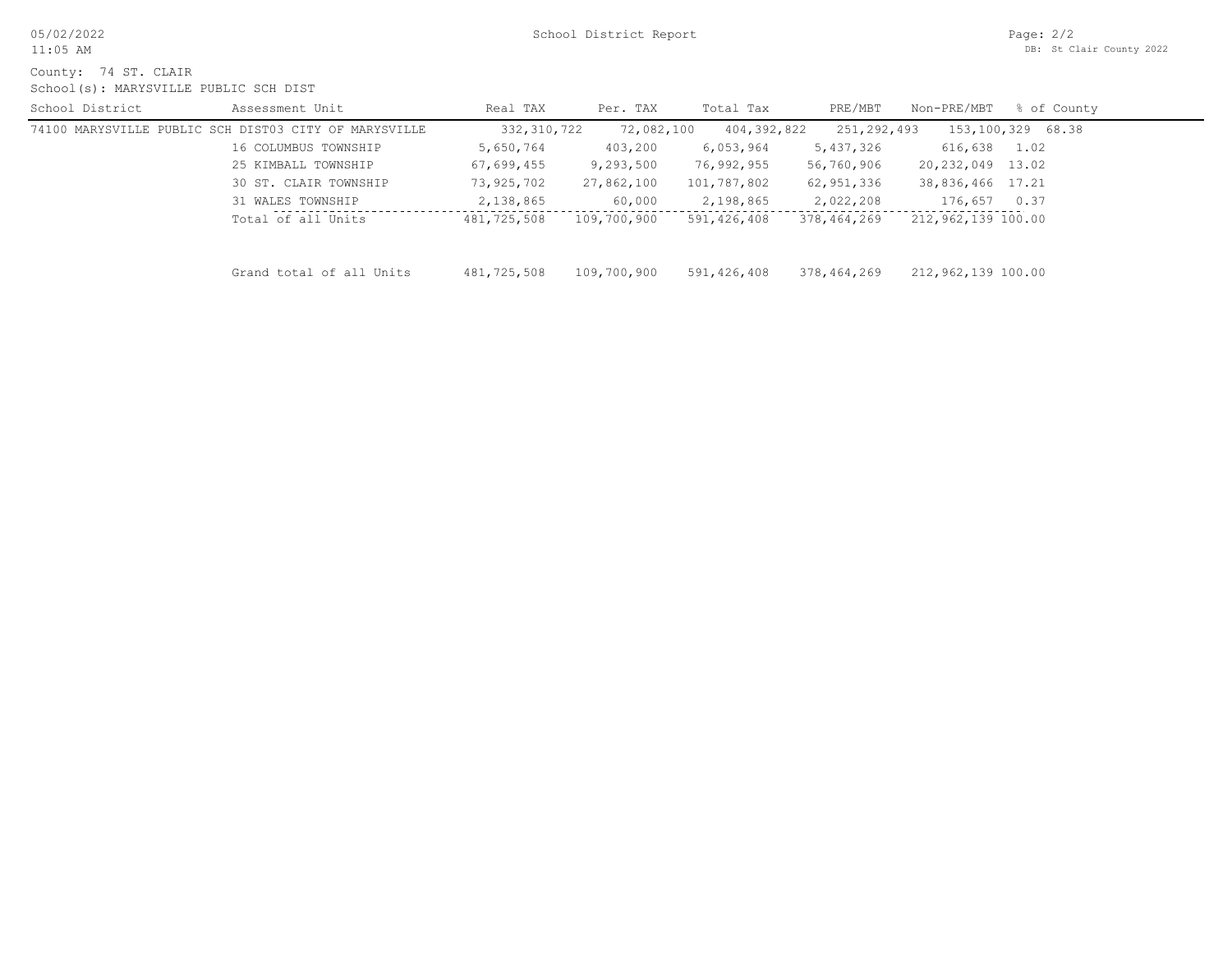County: 74 ST. CLAIR

School(s): MARYSVILLE PUBLIC SCH DIST

| School District | Assessment Unit | Real TAX | Per. TAX | Total Tax | PRE/MBT | Non-PRE/MBT | % of County |
|---|---|---|---|---|---|---|---|
| 74100 MARYSVILLE PUBLIC SCH DIST | 03 CITY OF MARYSVILLE | 332,310,722 | 72,082,100 | 404,392,822 | 251,292,493 | 153,100,329 | 68.38 |
| | 16 COLUMBUS TOWNSHIP | 5,650,764 | 403,200 | 6,053,964 | 5,437,326 | 616,638 | 1.02 |
| | 25 KIMBALL TOWNSHIP | 67,699,455 | 9,293,500 | 76,992,955 | 56,760,906 | 20,232,049 | 13.02 |
| | 30 ST. CLAIR TOWNSHIP | 73,925,702 | 27,862,100 | 101,787,802 | 62,951,336 | 38,836,466 | 17.21 |
| | 31 WALES TOWNSHIP | 2,138,865 | 60,000 | 2,198,865 | 2,022,208 | 176,657 | 0.37 |
| | Total of all Units | 481,725,508 | 109,700,900 | 591,426,408 | 378,464,269 | 212,962,139 | 100.00 |
| | Grand total of all Units | 481,725,508 | 109,700,900 | 591,426,408 | 378,464,269 | 212,962,139 | 100.00 |